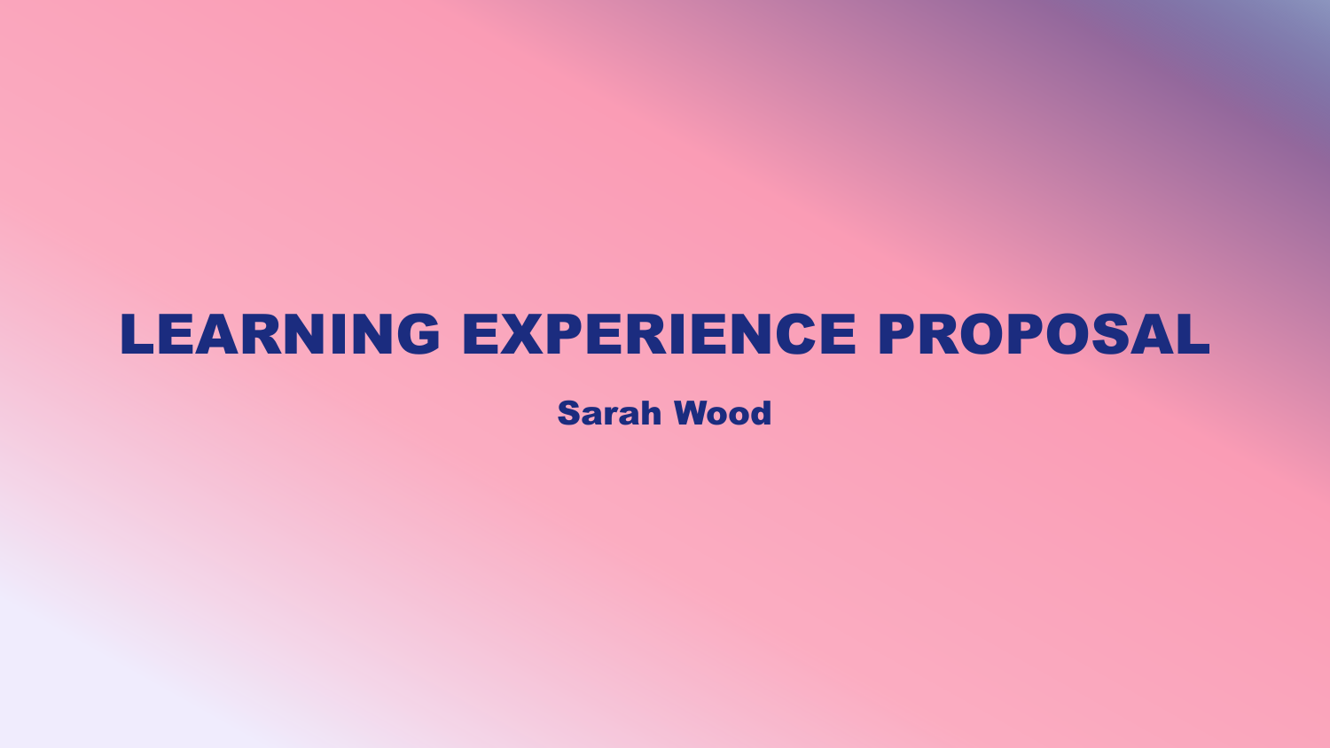# LEARNING EXPERIENCE PROPOSAL

**Sarah Wood**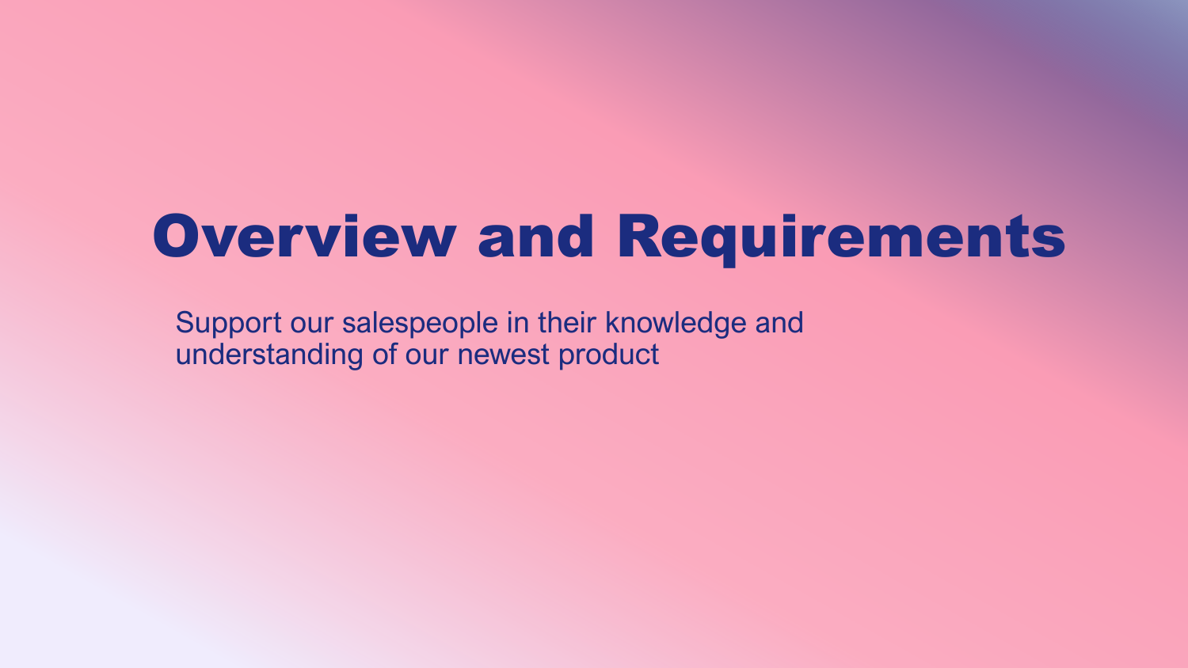# Overview and Requirements

Support our salespeople in their knowledge and understanding of our newest product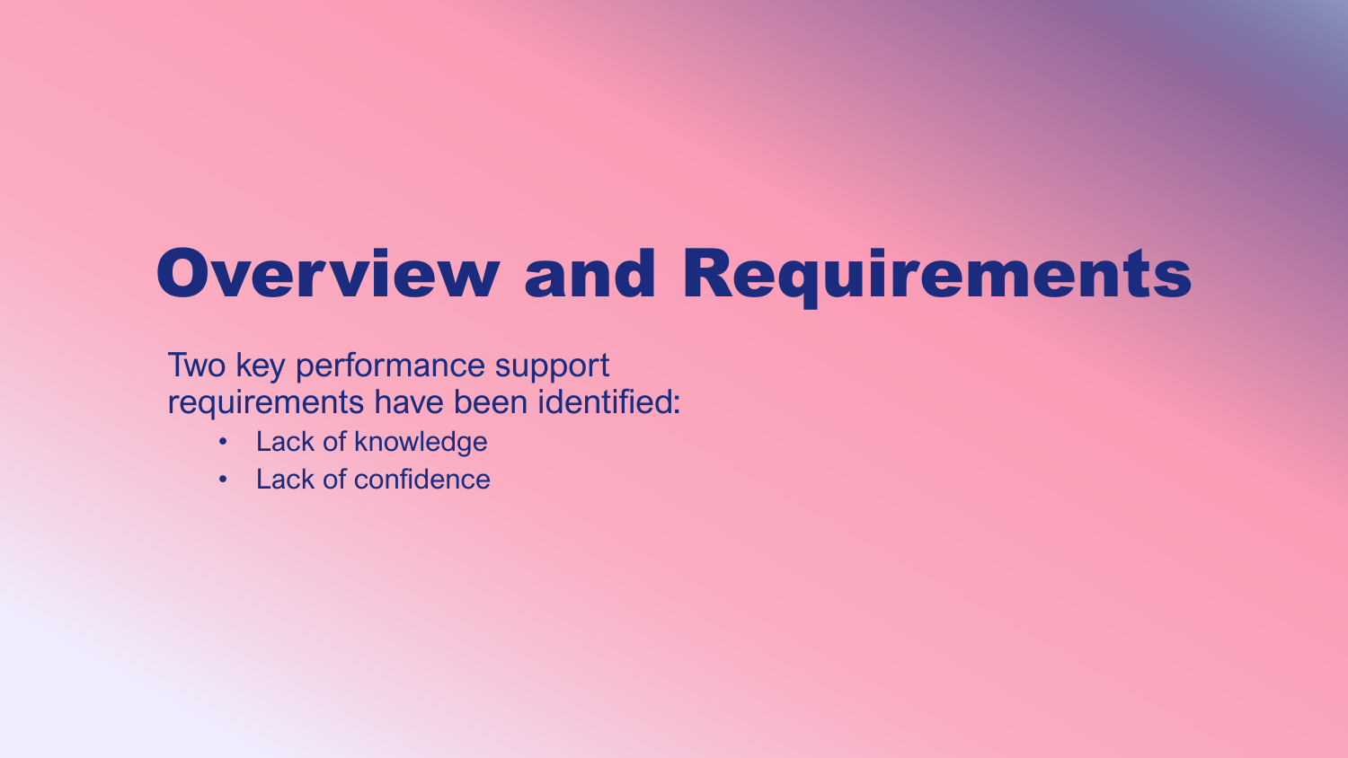# Overview and Requirements

Two key performance support requirements have been identified:

- Lack of knowledge
- Lack of confidence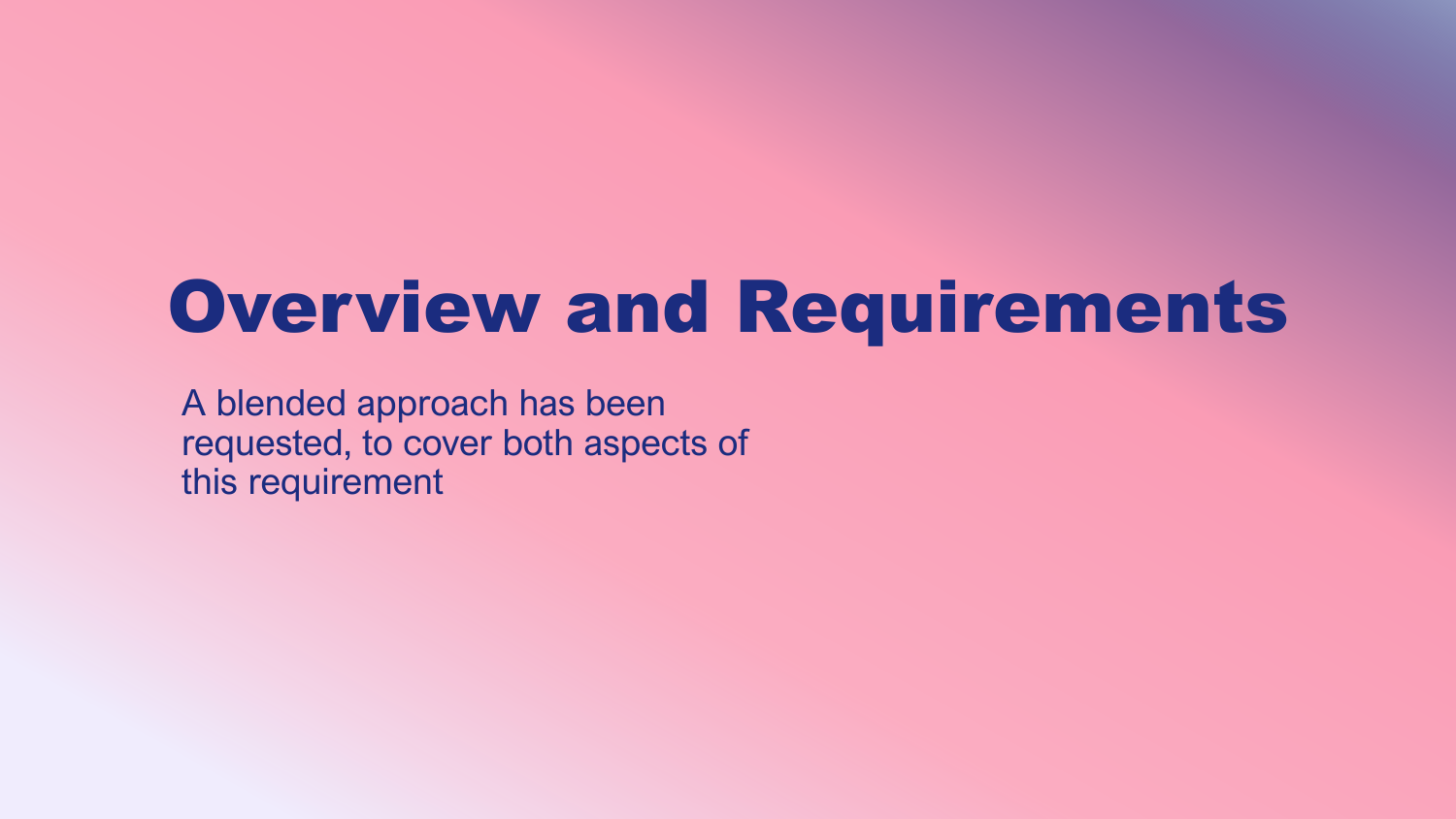# Overview and Requirements

A blended approach has been requested, to cover both aspects of this requirement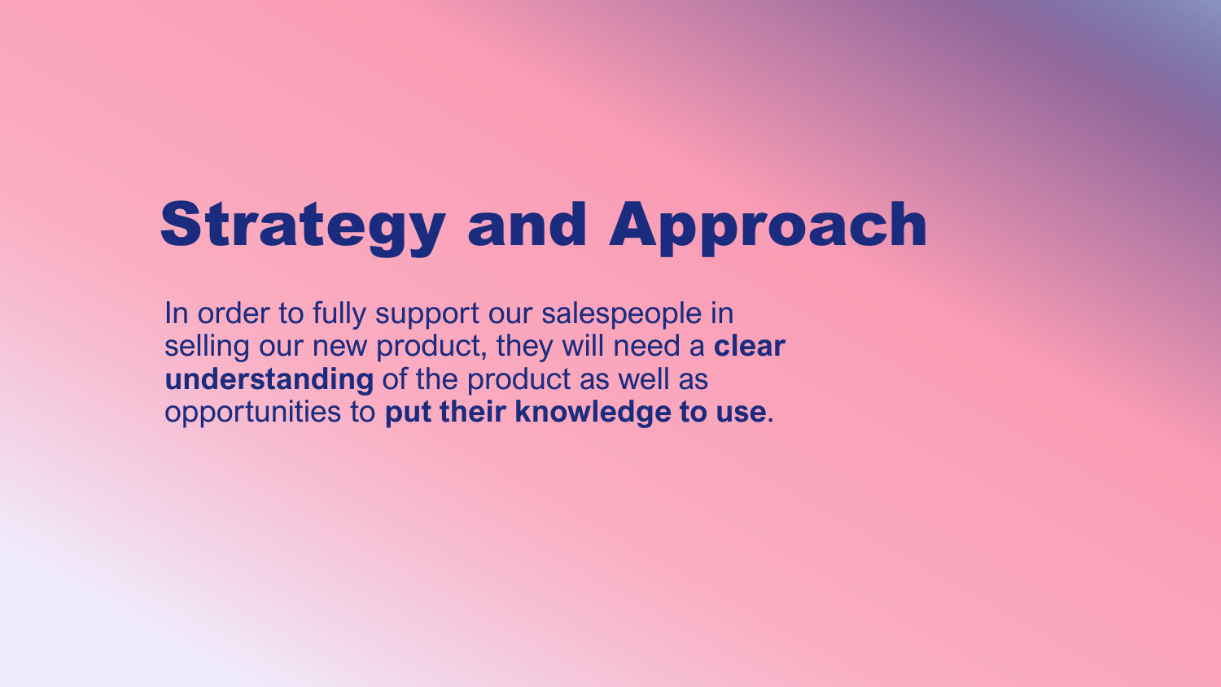# Strategy and Approach

In order to fully support our salespeople in selling our new product, they will need a **clear understanding** of the product as well as opportunities to **put their knowledge to use**.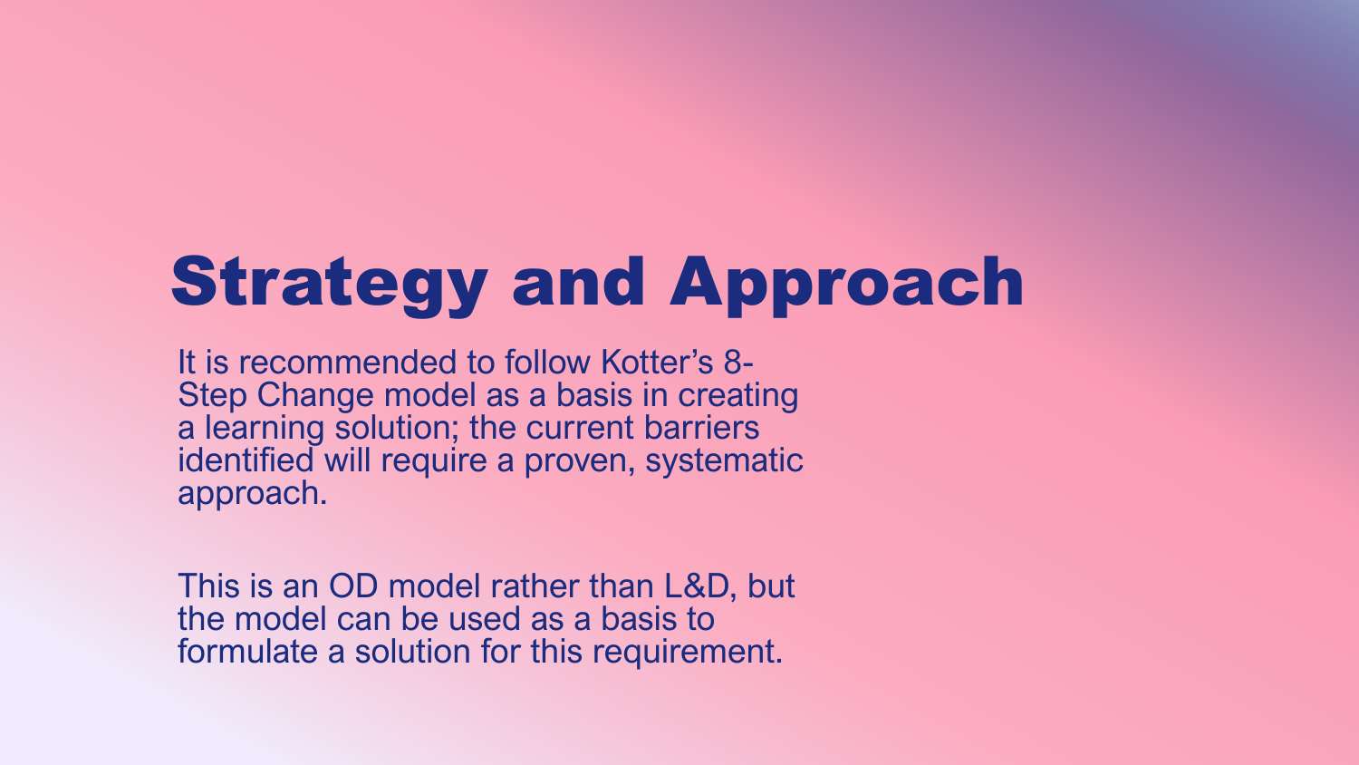# Strategy and Approach

It is recommended to follow Kotter's 8-Step Change model as a basis in creating a learning solution; the current barriers identified will require a proven, systematic approach.

This is an OD model rather than L&D, but the model can be used as a basis to formulate a solution for this requirement.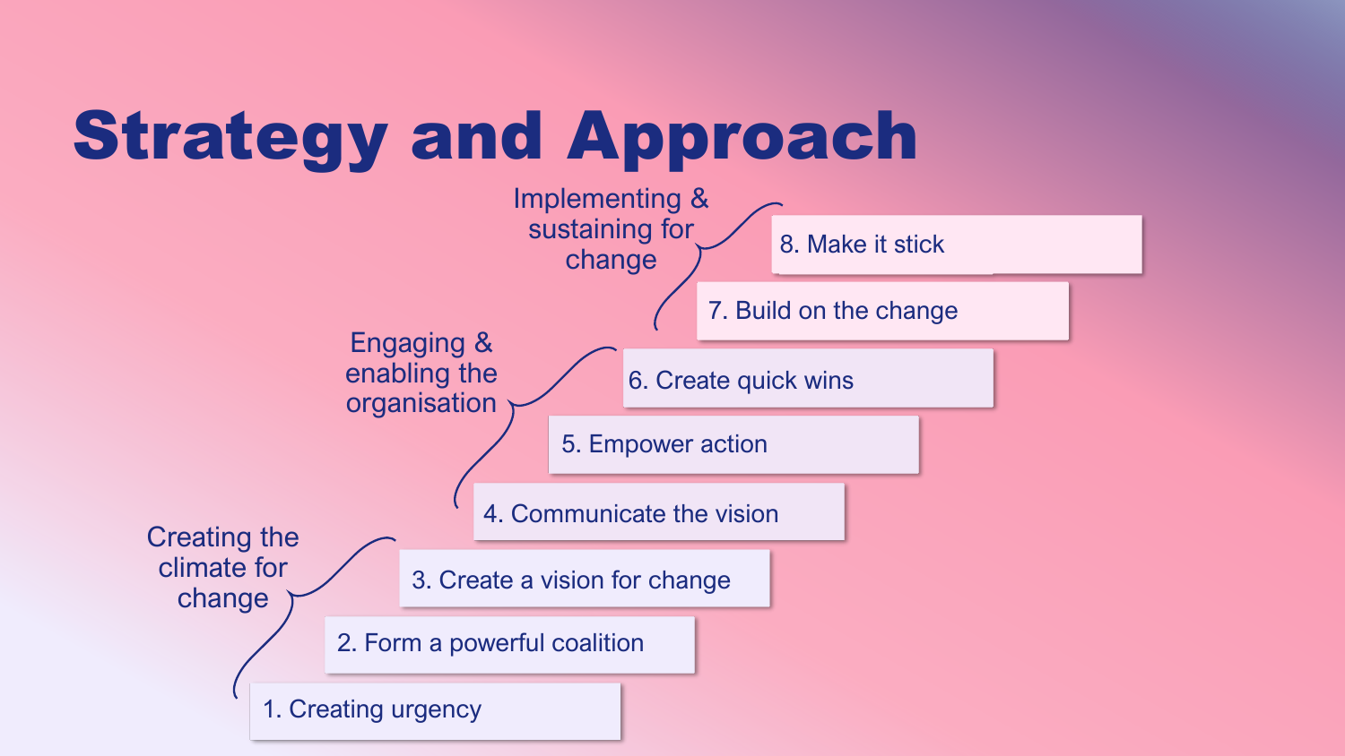# Strategy and Approach

**Creating the climate for change**

1. Creating urgency
2. Form a powerful coalition
3. Create a vision for change

**Engaging & enabling the organisation**

4. Communicate the vision
5. Empower action
6. Create quick wins

**Implementing & sustaining for change**

7. Build on the change
8. Make it stick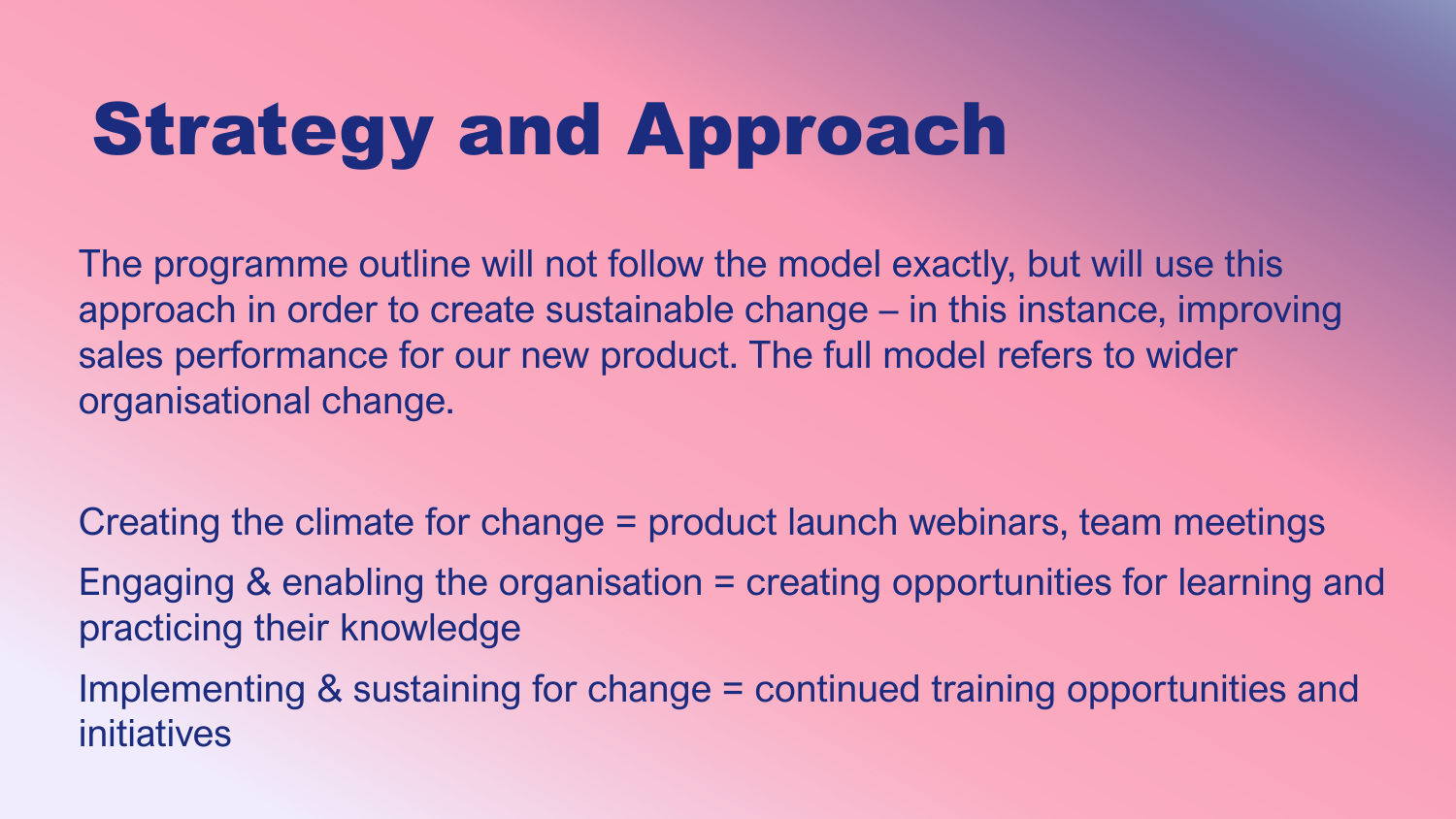# Strategy and Approach

The programme outline will not follow the model exactly, but will use this approach in order to create sustainable change – in this instance, improving sales performance for our new product. The full model refers to wider organisational change.

Creating the climate for change = product launch webinars, team meetings

Engaging & enabling the organisation = creating opportunities for learning and practicing their knowledge

Implementing & sustaining for change = continued training opportunities and initiatives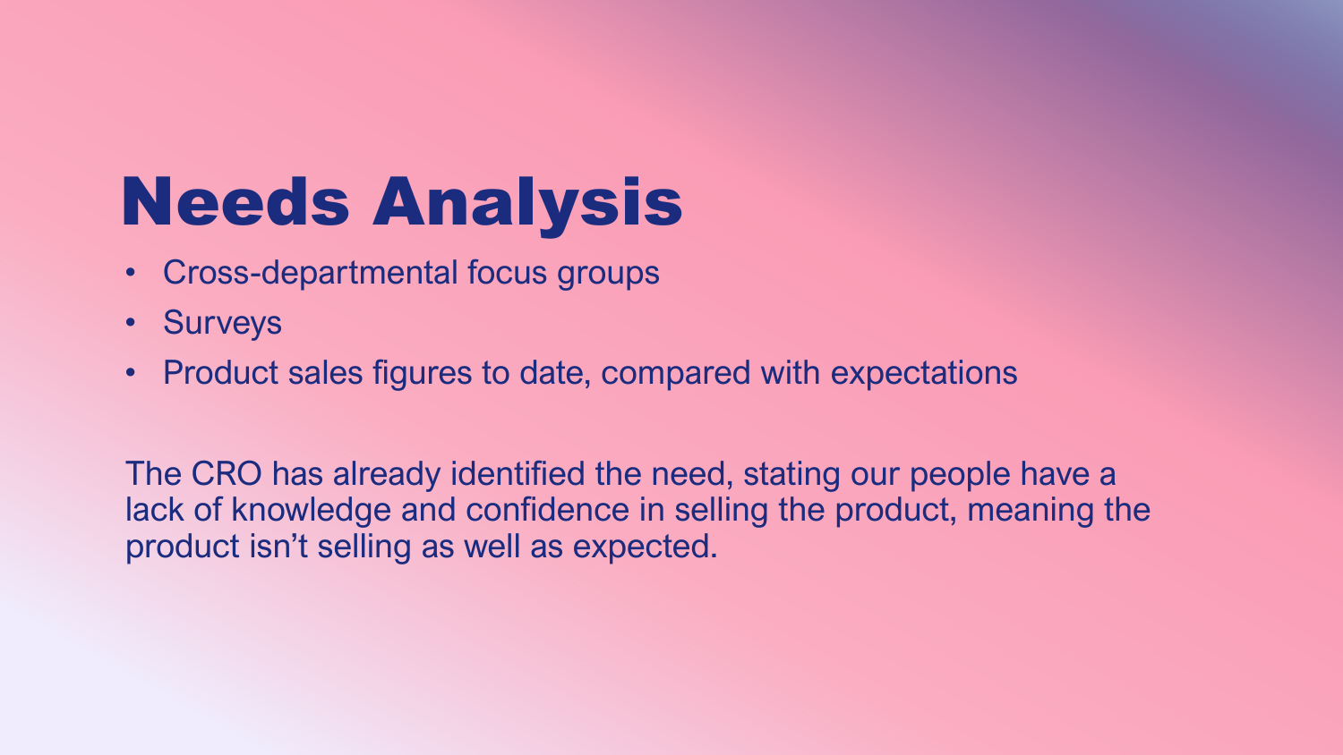# Needs Analysis

- Cross-departmental focus groups
- Surveys
- Product sales figures to date, compared with expectations

The CRO has already identified the need, stating our people have a lack of knowledge and confidence in selling the product, meaning the product isn't selling as well as expected.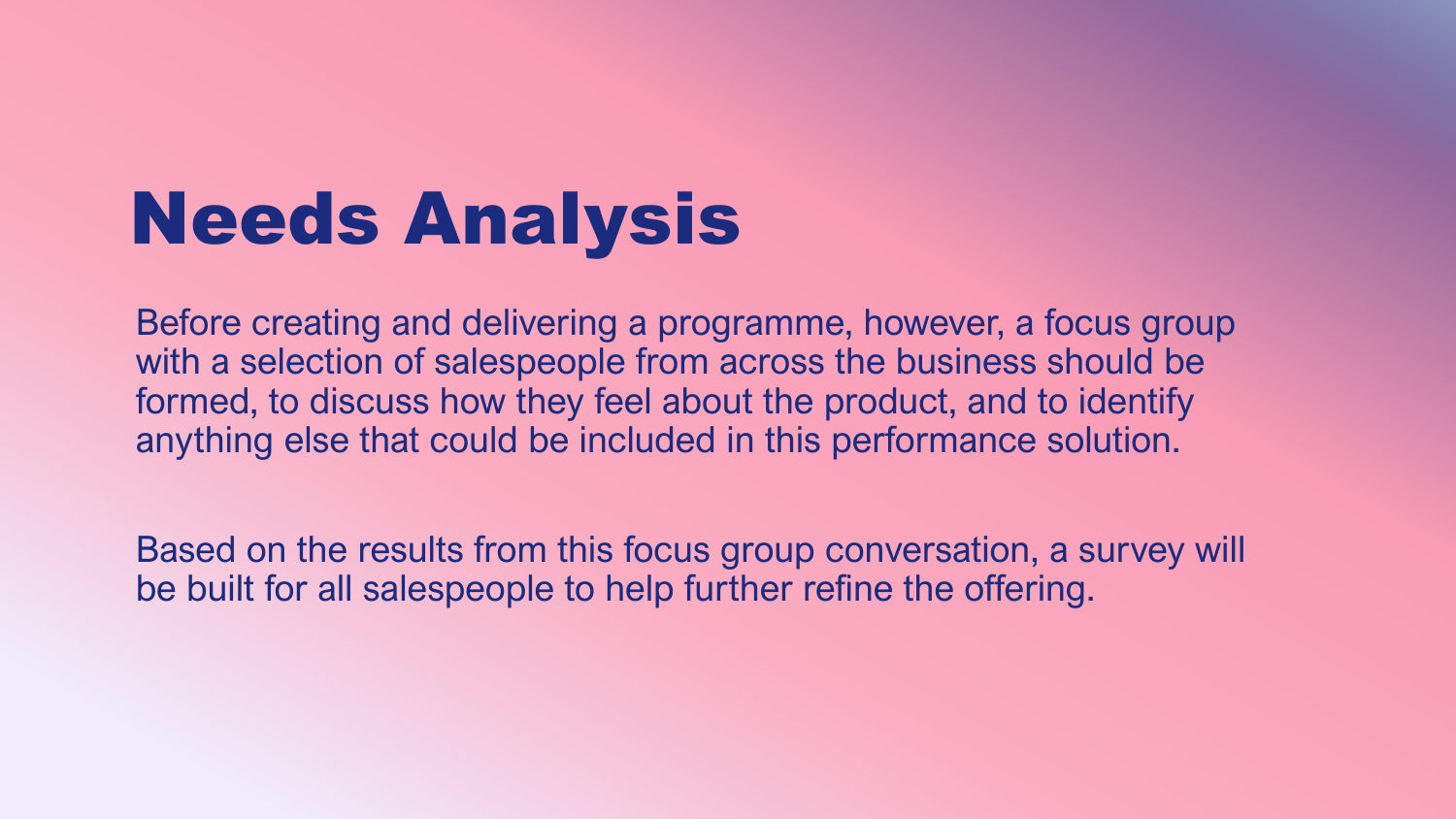# Needs Analysis

Before creating and delivering a programme, however, a focus group with a selection of salespeople from across the business should be formed, to discuss how they feel about the product, and to identify anything else that could be included in this performance solution.

Based on the results from this focus group conversation, a survey will be built for all salespeople to help further refine the offering.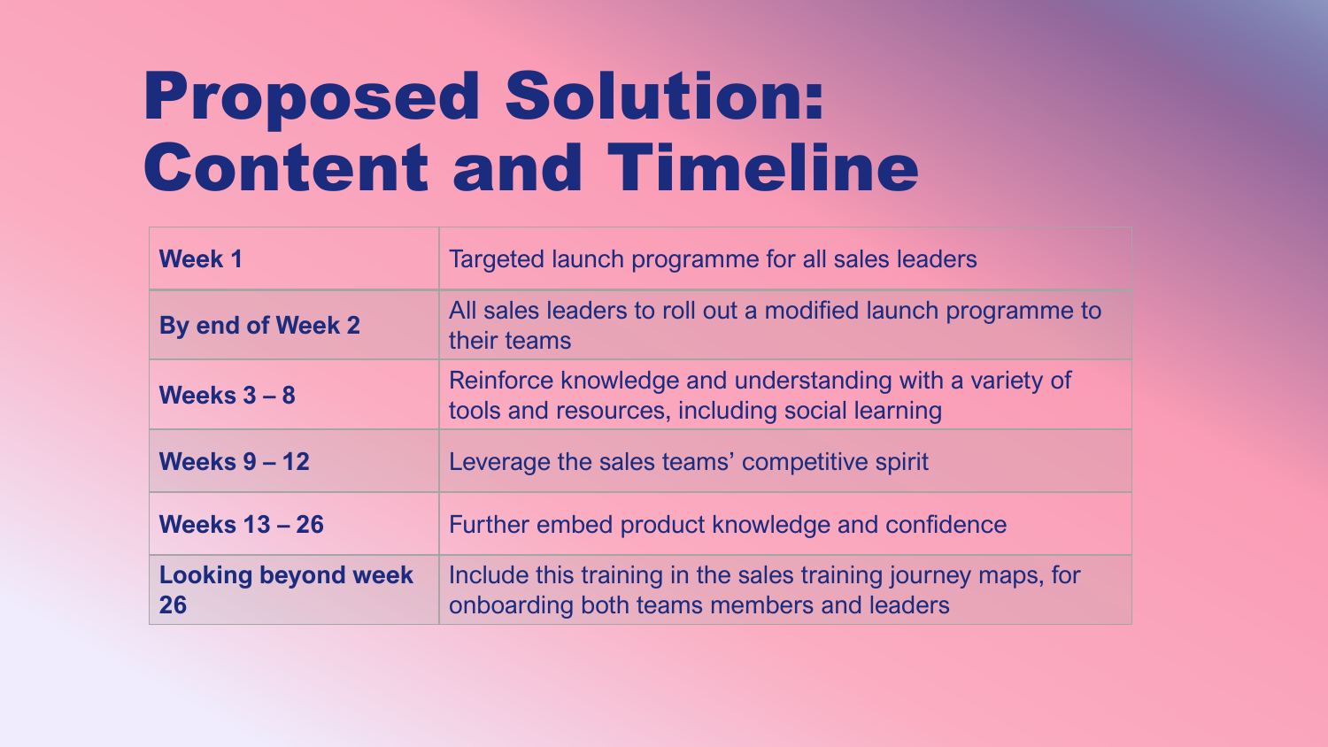# Proposed Solution: Content and Timeline

| | |
|---|---|
| **Week 1** | Targeted launch programme for all sales leaders |
| **By end of Week 2** | All sales leaders to roll out a modified launch programme to their teams |
| **Weeks 3 – 8** | Reinforce knowledge and understanding with a variety of tools and resources, including social learning |
| **Weeks 9 – 12** | Leverage the sales teams' competitive spirit |
| **Weeks 13 – 26** | Further embed product knowledge and confidence |
| **Looking beyond week 26** | Include this training in the sales training journey maps, for onboarding both teams members and leaders |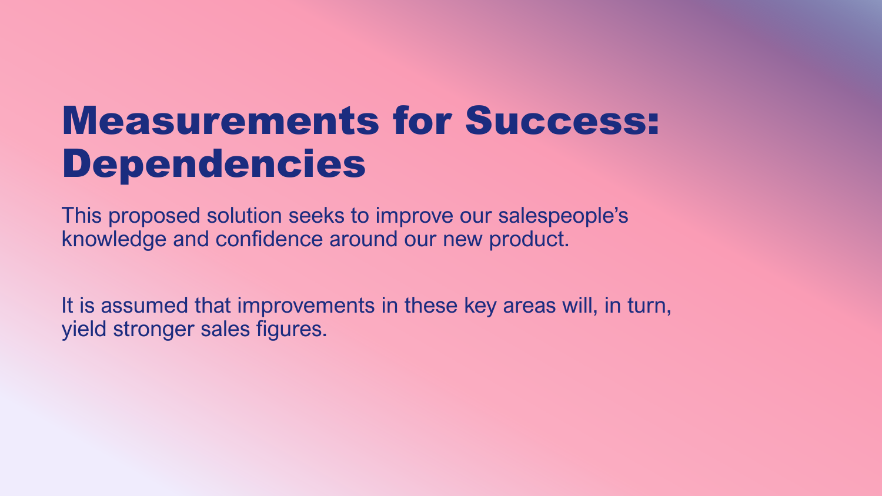# Measurements for Success: Dependencies

This proposed solution seeks to improve our salespeople's knowledge and confidence around our new product.

It is assumed that improvements in these key areas will, in turn, yield stronger sales figures.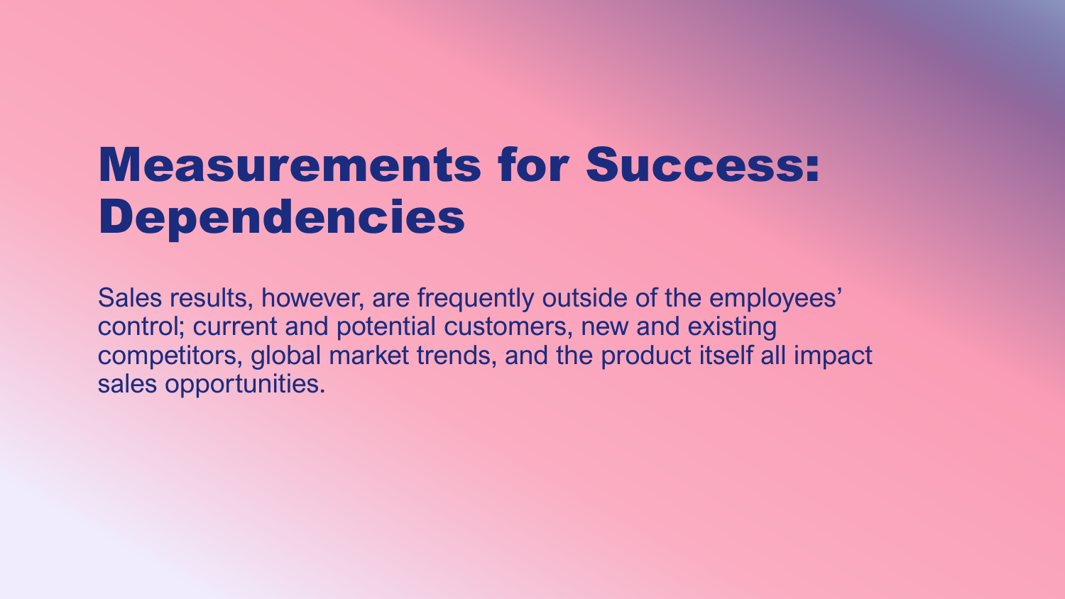# Measurements for Success: Dependencies

Sales results, however, are frequently outside of the employees' control; current and potential customers, new and existing competitors, global market trends, and the product itself all impact sales opportunities.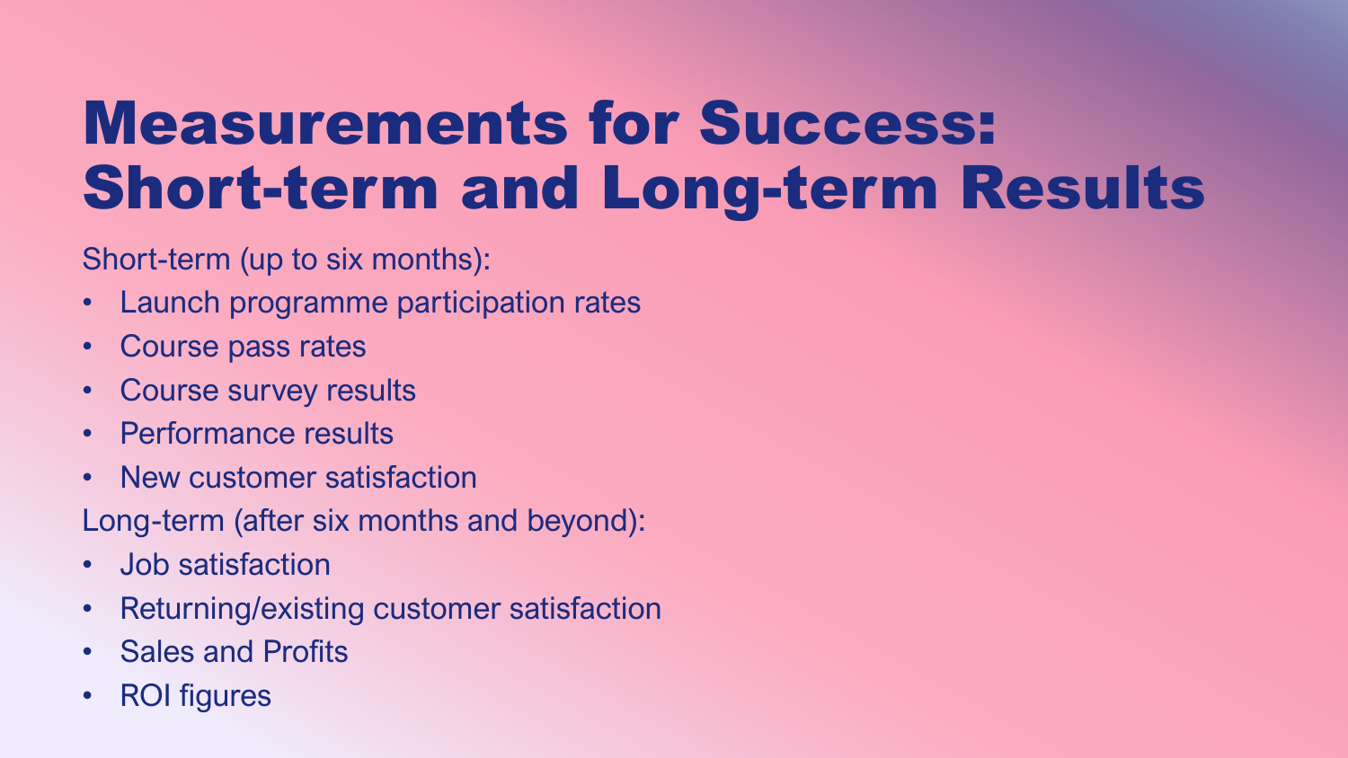# Measurements for Success: Short-term and Long-term Results

Short-term (up to six months):

- Launch programme participation rates
- Course pass rates
- Course survey results
- Performance results
- New customer satisfaction

Long-term (after six months and beyond):

- Job satisfaction
- Returning/existing customer satisfaction
- Sales and Profits
- ROI figures